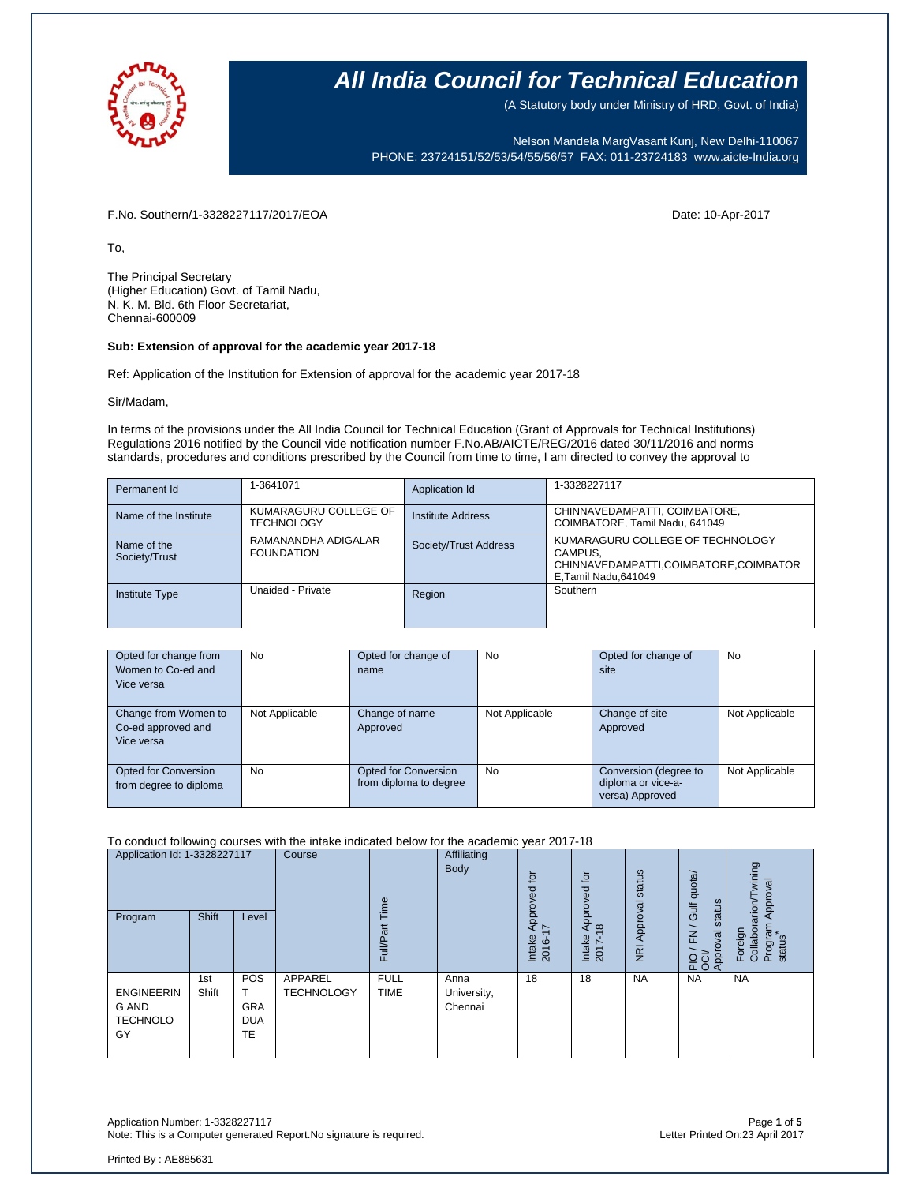# All India Council for Technical Education

(A Statutory body under Ministry of HRD, Govt. of India)

Nelson Mandela MargVasant Kunj, New Delhi-110067
PHONE: 23724151/52/53/54/55/56/57 FAX: 011-23724183 www.aicte-India.org

F.No. Southern/1-3328227117/2017/EOA

Date: 10-Apr-2017

To,

The Principal Secretary
(Higher Education) Govt. of Tamil Nadu,
N. K. M. Bld. 6th Floor Secretariat,
Chennai-600009

**Sub: Extension of approval for the academic year 2017-18**

Ref: Application of the Institution for Extension of approval for the academic year 2017-18

Sir/Madam,

In terms of the provisions under the All India Council for Technical Education (Grant of Approvals for Technical Institutions) Regulations 2016 notified by the Council vide notification number F.No.AB/AICTE/REG/2016 dated 30/11/2016 and norms standards, procedures and conditions prescribed by the Council from time to time, I am directed to convey the approval to

| Permanent Id | 1-3641071 | Application Id | 1-3328227117 |
|---|---|---|---|
| Name of the Institute | KUMARAGURU COLLEGE OF TECHNOLOGY | Institute Address | CHINNAVEDAMPATTI, COIMBATORE, COIMBATORE, Tamil Nadu, 641049 |
| Name of the Society/Trust | RAMANANDHA ADIGALAR FOUNDATION | Society/Trust Address | KUMARAGURU COLLEGE OF TECHNOLOGY CAMPUS, CHINNAVEDAMPATTI,COIMBATORE,COIMBATORE,Tamil Nadu,641049 |
| Institute Type | Unaided - Private | Region | Southern |

| Opted for change from Women to Co-ed and Vice versa | No | Opted for change of name | No | Opted for change of site | No |
|---|---|---|---|---|---|
| Change from Women to Co-ed approved and Vice versa | Not Applicable | Change of name Approved | Not Applicable | Change of site Approved | Not Applicable |
| Opted for Conversion from degree to diploma | No | Opted for Conversion from diploma to degree | No | Conversion (degree to diploma or vice-a-versa) Approved | Not Applicable |

To conduct following courses with the intake indicated below for the academic year 2017-18

| Application Id: 1-3328227117 | | | Course | Full/Part Time | Affiliating Body | Intake Approved for 2016-17 | Intake Approved for 2017-18 | NRI Approval status | PIO / FN / Gulf quota/ OCI/ Approval status | Foreign Collaboration/Twining Program Approval status* |
|---|---|---|---|---|---|---|---|---|---|---|
| Program | Shift | Level | | | | | | | | |
| ENGINEERING AND TECHNOLOGY | 1st Shift | POST GRADUATE | APPAREL TECHNOLOGY | FULL TIME | Anna University, Chennai | 18 | 18 | NA | NA | NA |

Application Number: 1-3328227117
Note: This is a Computer generated Report.No signature is required.

Letter Printed On:23 April 2017

Printed By : AE885631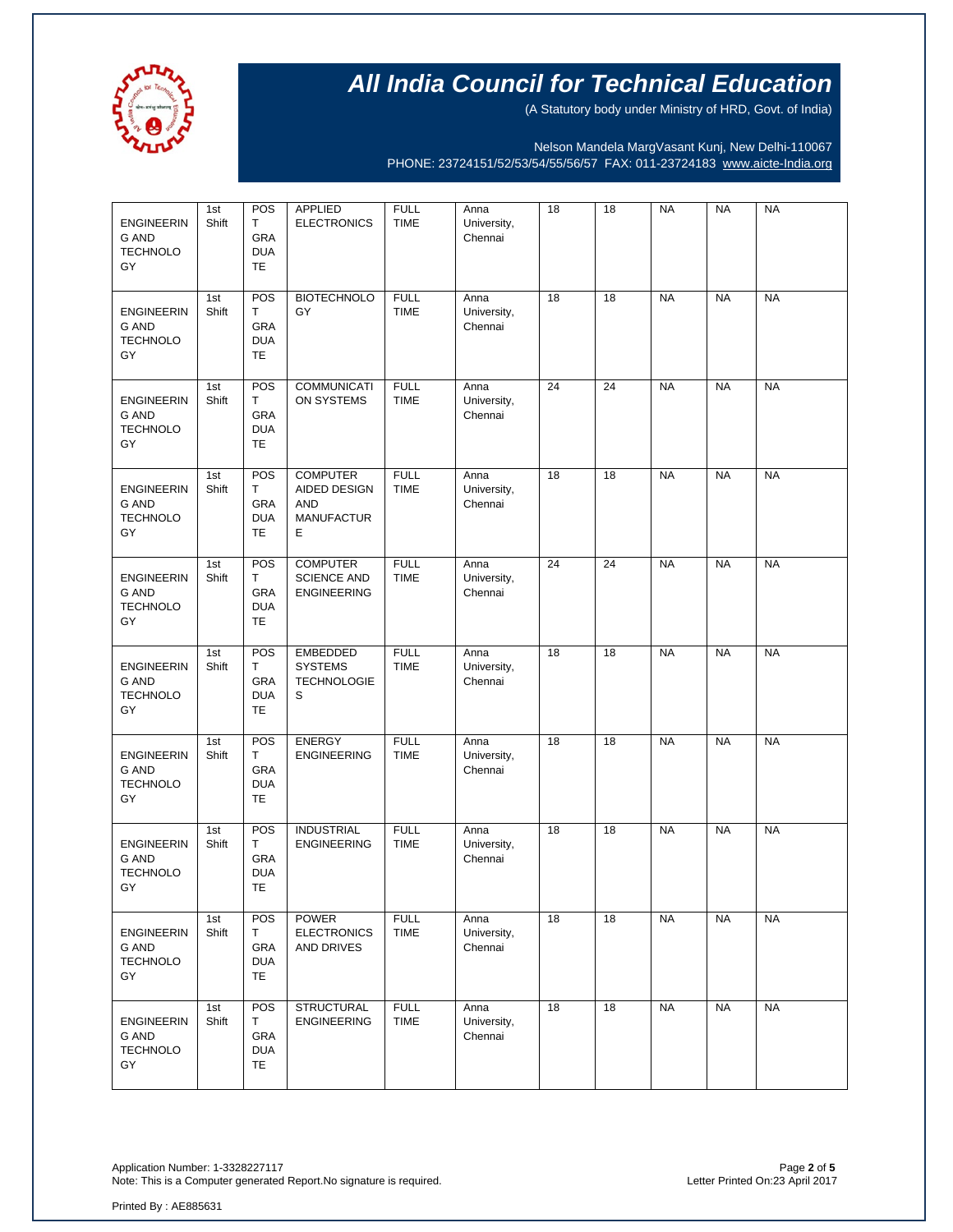| | | | | | | | | | | |
|---|---|---|---|---|---|---|---|---|---|---|
| ENGINEERING AND TECHNOLOGY | 1st Shift | POST GRADUATE | APPLIED ELECTRONICS | FULL TIME | Anna University, Chennai | 18 | 18 | NA | NA | NA |
| ENGINEERING AND TECHNOLOGY | 1st Shift | POST GRADUATE | BIOTECHNOLOGY | FULL TIME | Anna University, Chennai | 18 | 18 | NA | NA | NA |
| ENGINEERING AND TECHNOLOGY | 1st Shift | POST GRADUATE | COMMUNICATION SYSTEMS | FULL TIME | Anna University, Chennai | 24 | 24 | NA | NA | NA |
| ENGINEERING AND TECHNOLOGY | 1st Shift | POST GRADUATE | COMPUTER AIDED DESIGN AND MANUFACTURE | FULL TIME | Anna University, Chennai | 18 | 18 | NA | NA | NA |
| ENGINEERING AND TECHNOLOGY | 1st Shift | POST GRADUATE | COMPUTER SCIENCE AND ENGINEERING | FULL TIME | Anna University, Chennai | 24 | 24 | NA | NA | NA |
| ENGINEERING AND TECHNOLOGY | 1st Shift | POST GRADUATE | EMBEDDED SYSTEMS TECHNOLOGIES | FULL TIME | Anna University, Chennai | 18 | 18 | NA | NA | NA |
| ENGINEERING AND TECHNOLOGY | 1st Shift | POST GRADUATE | ENERGY ENGINEERING | FULL TIME | Anna University, Chennai | 18 | 18 | NA | NA | NA |
| ENGINEERING AND TECHNOLOGY | 1st Shift | POST GRADUATE | INDUSTRIAL ENGINEERING | FULL TIME | Anna University, Chennai | 18 | 18 | NA | NA | NA |
| ENGINEERING AND TECHNOLOGY | 1st Shift | POST GRADUATE | POWER ELECTRONICS AND DRIVES | FULL TIME | Anna University, Chennai | 18 | 18 | NA | NA | NA |
| ENGINEERING AND TECHNOLOGY | 1st Shift | POST GRADUATE | STRUCTURAL ENGINEERING | FULL TIME | Anna University, Chennai | 18 | 18 | NA | NA | NA |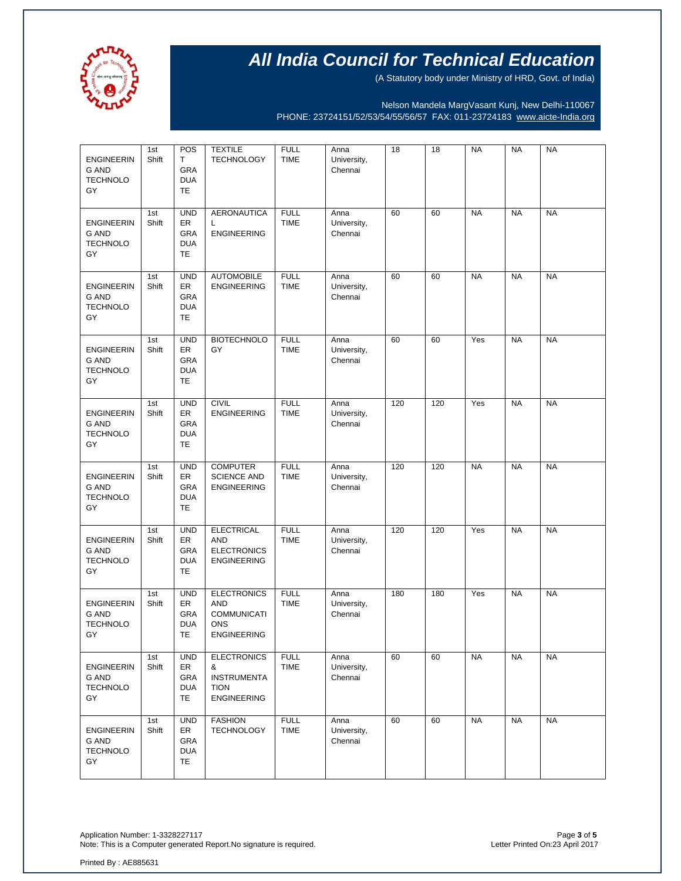# All India Council for Technical Education

(A Statutory body under Ministry of HRD, Govt. of India)

Nelson Mandela MargVasant Kunj, New Delhi-110067
PHONE: 23724151/52/53/54/55/56/57 FAX: 011-23724183 www.aicte-India.org

| | | | | | | | | | | |
|---|---|---|---|---|---|---|---|---|---|---|
| ENGINEERING AND TECHNOLOGY | 1st Shift | POST GRADUATE | TEXTILE TECHNOLOGY | FULL TIME | Anna University, Chennai | 18 | 18 | NA | NA | NA |
| ENGINEERING AND TECHNOLOGY | 1st Shift | UNDER GRADUATE | AERONAUTICAL ENGINEERING | FULL TIME | Anna University, Chennai | 60 | 60 | NA | NA | NA |
| ENGINEERING AND TECHNOLOGY | 1st Shift | UNDER GRADUATE | AUTOMOBILE ENGINEERING | FULL TIME | Anna University, Chennai | 60 | 60 | NA | NA | NA |
| ENGINEERING AND TECHNOLOGY | 1st Shift | UNDER GRADUATE | BIOTECHNOLOGY | FULL TIME | Anna University, Chennai | 60 | 60 | Yes | NA | NA |
| ENGINEERING AND TECHNOLOGY | 1st Shift | UNDER GRADUATE | CIVIL ENGINEERING | FULL TIME | Anna University, Chennai | 120 | 120 | Yes | NA | NA |
| ENGINEERING AND TECHNOLOGY | 1st Shift | UNDER GRADUATE | COMPUTER SCIENCE AND ENGINEERING | FULL TIME | Anna University, Chennai | 120 | 120 | NA | NA | NA |
| ENGINEERING AND TECHNOLOGY | 1st Shift | UNDER GRADUATE | ELECTRICAL AND ELECTRONICS ENGINEERING | FULL TIME | Anna University, Chennai | 120 | 120 | Yes | NA | NA |
| ENGINEERING AND TECHNOLOGY | 1st Shift | UNDER GRADUATE | ELECTRONICS AND COMMUNICATIONS ENGINEERING | FULL TIME | Anna University, Chennai | 180 | 180 | Yes | NA | NA |
| ENGINEERING AND TECHNOLOGY | 1st Shift | UNDER GRADUATE | ELECTRONICS & INSTRUMENTATION ENGINEERING | FULL TIME | Anna University, Chennai | 60 | 60 | NA | NA | NA |
| ENGINEERING AND TECHNOLOGY | 1st Shift | UNDER GRADUATE | FASHION TECHNOLOGY | FULL TIME | Anna University, Chennai | 60 | 60 | NA | NA | NA |

Application Number: 1-3328227117
Note: This is a Computer generated Report.No signature is required.

Letter Printed On:23 April 2017

Printed By : AE885631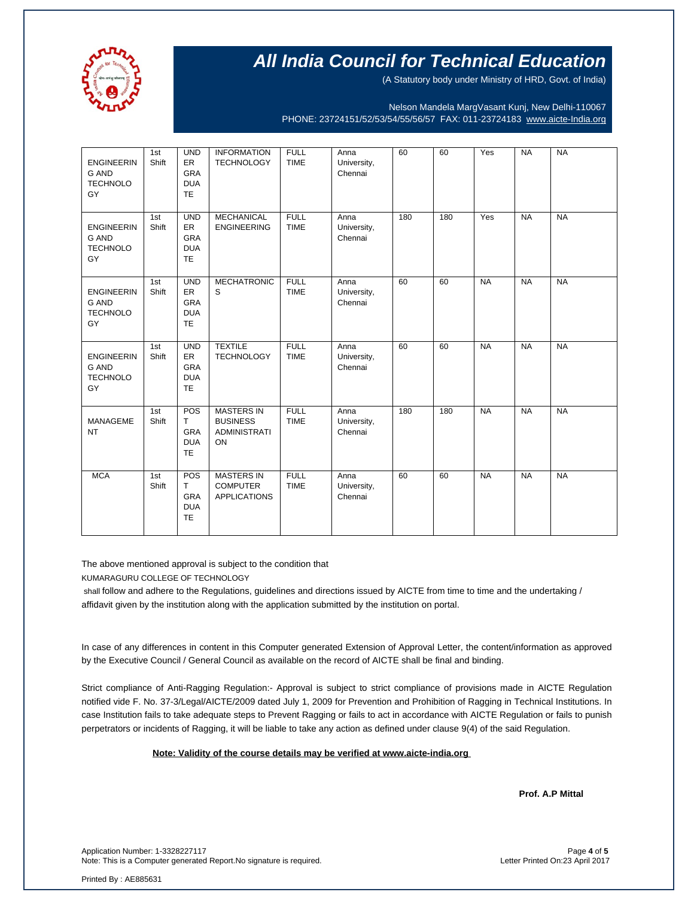# All India Council for Technical Education

(A Statutory body under Ministry of HRD, Govt. of India)

Nelson Mandela MargVasant Kunj, New Delhi-110067
PHONE: 23724151/52/53/54/55/56/57 FAX: 011-23724183 www.aicte-India.org

| | | | | | | | | | | |
|---|---|---|---|---|---|---|---|---|---|---|
| ENGINEERING AND TECHNOLOGY | 1st Shift | UNDER GRADUATE | INFORMATION TECHNOLOGY | FULL TIME | Anna University, Chennai | 60 | 60 | Yes | NA | NA |
| ENGINEERING AND TECHNOLOGY | 1st Shift | UNDER GRADUATE | MECHANICAL ENGINEERING | FULL TIME | Anna University, Chennai | 180 | 180 | Yes | NA | NA |
| ENGINEERING AND TECHNOLOGY | 1st Shift | UNDER GRADUATE | MECHATRONICS | FULL TIME | Anna University, Chennai | 60 | 60 | NA | NA | NA |
| ENGINEERING AND TECHNOLOGY | 1st Shift | UNDER GRADUATE | TEXTILE TECHNOLOGY | FULL TIME | Anna University, Chennai | 60 | 60 | NA | NA | NA |
| MANAGEMENT | 1st Shift | POST GRADUATE | MASTERS IN BUSINESS ADMINISTRATION | FULL TIME | Anna University, Chennai | 180 | 180 | NA | NA | NA |
| MCA | 1st Shift | POST GRADUATE | MASTERS IN COMPUTER APPLICATIONS | FULL TIME | Anna University, Chennai | 60 | 60 | NA | NA | NA |

The above mentioned approval is subject to the condition that

KUMARAGURU COLLEGE OF TECHNOLOGY

shall follow and adhere to the Regulations, guidelines and directions issued by AICTE from time to time and the undertaking / affidavit given by the institution along with the application submitted by the institution on portal.

In case of any differences in content in this Computer generated Extension of Approval Letter, the content/information as approved by the Executive Council / General Council as available on the record of AICTE shall be final and binding.

Strict compliance of Anti-Ragging Regulation:- Approval is subject to strict compliance of provisions made in AICTE Regulation notified vide F. No. 37-3/Legal/AICTE/2009 dated July 1, 2009 for Prevention and Prohibition of Ragging in Technical Institutions. In case Institution fails to take adequate steps to Prevent Ragging or fails to act in accordance with AICTE Regulation or fails to punish perpetrators or incidents of Ragging, it will be liable to take any action as defined under clause 9(4) of the said Regulation.

**Note: Validity of the course details may be verified at www.aicte-india.org**

**Prof. A.P Mittal**

Application Number: 1-3328227117
Note: This is a Computer generated Report.No signature is required.

Letter Printed On:23 April 2017

Printed By : AE885631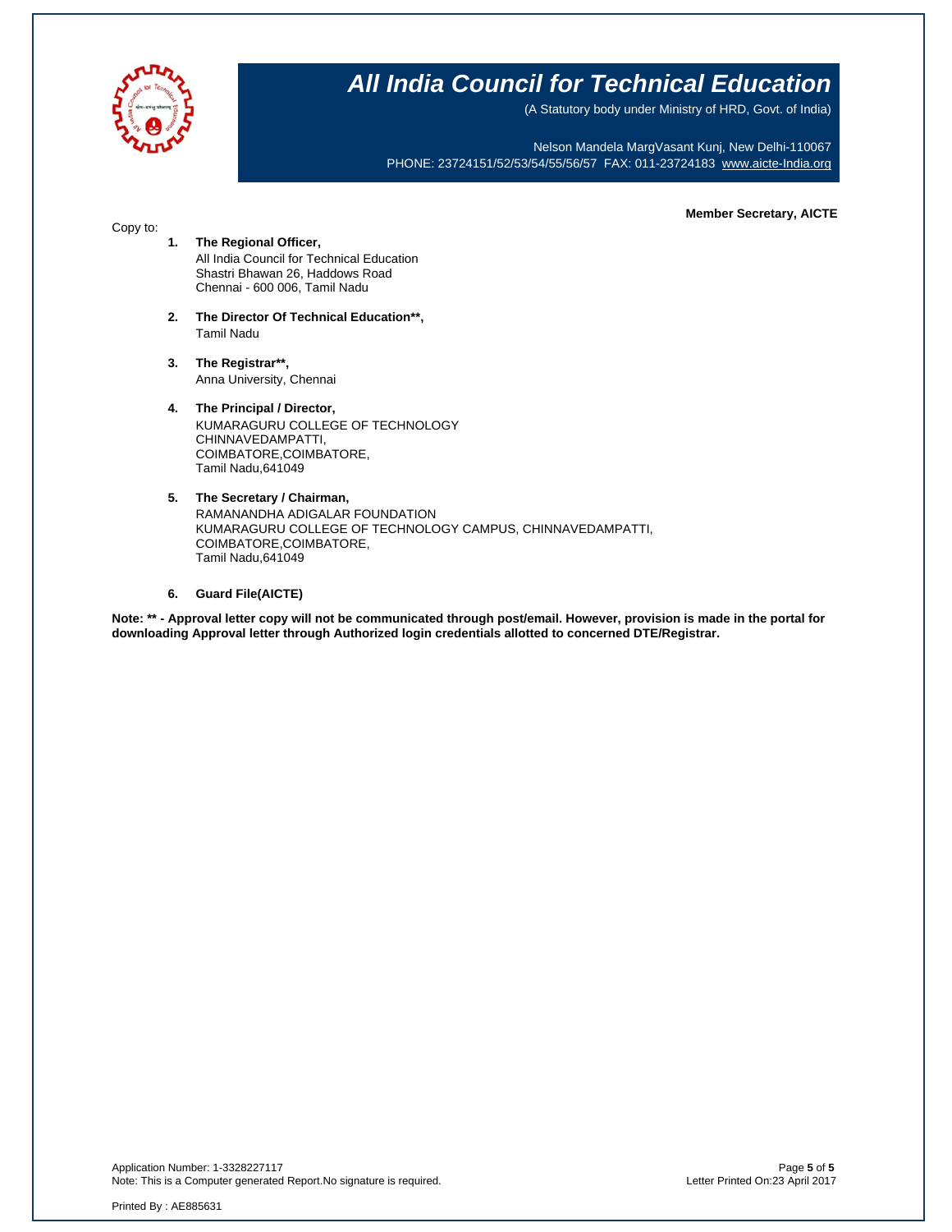**Member Secretary, AICTE**

Copy to:

1. **The Regional Officer,**
   All India Council for Technical Education
   Shastri Bhawan 26, Haddows Road
   Chennai - 600 006, Tamil Nadu

2. **The Director Of Technical Education\*\*,**
   Tamil Nadu

3. **The Registrar\*\*,**
   Anna University, Chennai

4. **The Principal / Director,**
   KUMARAGURU COLLEGE OF TECHNOLOGY
   CHINNAVEDAMPATTI,
   COIMBATORE,COIMBATORE,
   Tamil Nadu,641049

5. **The Secretary / Chairman,**
   RAMANANDHA ADIGALAR FOUNDATION
   KUMARAGURU COLLEGE OF TECHNOLOGY CAMPUS, CHINNAVEDAMPATTI,
   COIMBATORE,COIMBATORE,
   Tamil Nadu,641049

6. **Guard File(AICTE)**

**Note: \*\* - Approval letter copy will not be communicated through post/email. However, provision is made in the portal for downloading Approval letter through Authorized login credentials allotted to concerned DTE/Registrar.**

Application Number: 1-3328227117
Note: This is a Computer generated Report.No signature is required.

Letter Printed On:23 April 2017

Printed By : AE885631